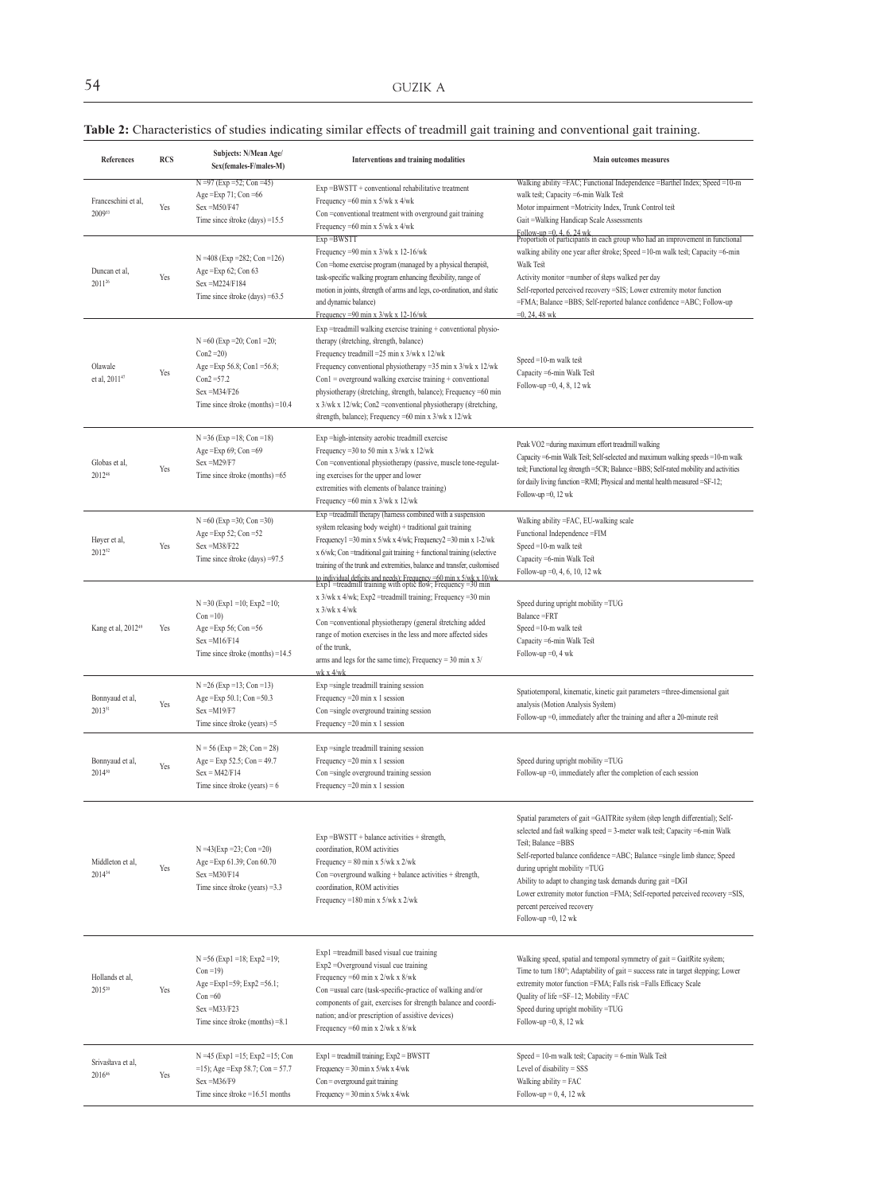**Table 2:** Characteristics of studies indicating similar effects of treadmill gait training and conventional gait training.

| References | RCS | Subjects: N/Mean Age/ Sex(females-F/males-M) | Interventions and training modalities | Main outcomes measures |
|---|---|---|---|---|
| Franceschini et al, 2009[43] | Yes | N =97 (Exp =52; Con =45) Age =Exp 71; Con =66 Sex =M50/F47 Time since stroke (days) =15.5 | Exp =BWSTT + conventional rehabilitative treatment Frequency =60 min x 5/wk x 4/wk Con =conventional treatment with overground gait training Frequency =60 min x 5/wk x 4/wk | Walking ability =FAC; Functional Independence =Barthel Index; Speed =10-m walk test; Capacity =6-min Walk Test Motor impairment =Motricity Index, Trunk Control test Gait =Walking Handicap Scale Assessments Follow-up =0, 4, 6, 24 wk |
| Duncan et al, 2011[26] | Yes | N =408 (Exp =282; Con =126) Age =Exp 62; Con 63 Sex =M224/F184 Time since stroke (days) =63.5 | Exp =BWSTT Frequency =90 min x 3/wk x 12-16/wk Con =home exercise program (managed by a physical therapist, task-specific walking program enhancing flexibility, range of motion in joints, strength of arms and legs, co-ordination, and static and dynamic balance) Frequency =90 min x 3/wk x 12-16/wk | Proportion of participants in each group who had an improvement in functional walking ability one year after stroke; Speed =10-m walk test; Capacity =6-min Walk Test Activity monitor =number of steps walked per day Self-reported perceived recovery =SIS; Lower extremity motor function =FMA; Balance =BBS; Self-reported balance confidence =ABC; Follow-up =0, 24, 48 wk |
| Olawale et al, 2011[47] | Yes | N =60 (Exp =20; Con1 =20; Con2 =20) Age =Exp 56.8; Con1 =56.8; Con2 =57.2 Sex =M34/F26 Time since stroke (months) =10.4 | Exp =treadmill walking exercise training + conventional physiotherapy (stretching, strength, balance) Frequency treadmill =25 min x 3/wk x 12/wk Frequency conventional physiotherapy =35 min x 3/wk x 12/wk Con1 = overground walking exercise training + conventional physiotherapy (stretching, strength, balance); Frequency =60 min x 3/wk x 12/wk; Con2 =conventional physiotherapy (stretching, strength, balance); Frequency =60 min x 3/wk x 12/wk | Speed =10-m walk test Capacity =6-min Walk Test Follow-up =0, 4, 8, 12 wk |
| Globas et al, 2012[48] | Yes | N =36 (Exp =18; Con =18) Age =Exp 69; Con =69 Sex =M29/F7 Time since stroke (months) =65 | Exp =high-intensity aerobic treadmill exercise Frequency =30 to 50 min x 3/wk x 12/wk Con =conventional physiotherapy (passive, muscle tone-regulating exercises for the upper and lower extremities with elements of balance training) Frequency =60 min x 3/wk x 12/wk | Peak VO2 =during maximum effort treadmill walking Capacity =6-min Walk Test; Self-selected and maximum walking speeds =10-m walk test; Functional leg strength =5CR; Balance =BBS; Self-rated mobility and activities for daily living function =RMI; Physical and mental health measured =SF-12; Follow-up =0, 12 wk |
| Høyer et al, 2012[32] | Yes | N =60 (Exp =30; Con =30) Age =Exp 52; Con =52 Sex =M38/F22 Time since stroke (days) =97.5 | Exp =treadmill therapy (harness combined with a suspension system releasing body weight) + traditional gait training Frequency1 =30 min x 5/wk x 4/wk; Frequency2 =30 min x 1-2/wk x 6/wk; Con =traditional gait training + functional training (selective training of the trunk and extremities, balance and transfer, customised to individual deficits and needs); Frequency =60 min x 5/wk x 10/wk | Walking ability =FAC, EU-walking scale Functional Independence =FIM Speed =10-m walk test Capacity =6-min Walk Test Follow-up =0, 4, 6, 10, 12 wk |
| Kang et al, 2012[49] | Yes | N =30 (Exp1 =10; Exp2 =10; Con =10) Age =Exp 56; Con =56 Sex =M16/F14 Time since stroke (months) =14.5 | Exp1 =treadmill training with optic flow; Frequency =30 min x 3/wk x 4/wk; Exp2 =treadmill training; Frequency =30 min x 3/wk x 4/wk Con =conventional physiotherapy (general stretching added range of motion exercises in the less and more affected sides of the trunk, arms and legs for the same time); Frequency = 30 min x 3/wk x 4/wk | Speed during upright mobility =TUG Balance =FRT Speed =10-m walk test Capacity =6-min Walk Test Follow-up =0, 4 wk |
| Bonnyaud et al, 2013[51] | Yes | N =26 (Exp =13; Con =13) Age =Exp 50.1; Con =50.3 Sex =M19/F7 Time since stroke (years) =5 | Exp =single treadmill training session Frequency =20 min x 1 session Con =single overground training session Frequency =20 min x 1 session | Spatiotemporal, kinematic, kinetic gait parameters =three-dimensional gait analysis (Motion Analysis System) Follow-up =0, immediately after the training and after a 20-minute rest |
| Bonnyaud et al, 2014[50] | Yes | N = 56 (Exp = 28; Con = 28) Age = Exp 52.5; Con = 49.7 Sex = M42/F14 Time since stroke (years) = 6 | Exp =single treadmill training session Frequency =20 min x 1 session Con =single overground training session Frequency =20 min x 1 session | Speed during upright mobility =TUG Follow-up =0, immediately after the completion of each session |
| Middleton et al, 2014[34] | Yes | N =43(Exp =23; Con =20) Age =Exp 61.39; Con 60.70 Sex =M30/F14 Time since stroke (years) =3.3 | Exp =BWSTT + balance activities + strength, coordination, ROM activities Frequency = 80 min x 5/wk x 2/wk Con =overground walking + balance activities + strength, coordination, ROM activities Frequency =180 min x 5/wk x 2/wk | Spatial parameters of gait =GAITRite system (step length differential); Self-selected and fast walking speed = 3-meter walk test; Capacity =6-min Walk Test; Balance =BBS Self-reported balance confidence =ABC; Balance =single limb stance; Speed during upright mobility =TUG Ability to adapt to changing task demands during gait =DGI Lower extremity motor function =FMA; Self-reported perceived recovery =SIS, percent perceived recovery Follow-up =0, 12 wk |
| Hollands et al, 2015[29] | Yes | N =56 (Exp1 =18; Exp2 =19; Con =19) Age =Exp1=59; Exp2 =56.1; Con =60 Sex =M33/F23 Time since stroke (months) =8.1 | Exp1 =treadmill based visual cue training Exp2 =Overground visual cue training Frequency =60 min x 2/wk x 8/wk Con =usual care (task-specific-practice of walking and/or components of gait, exercises for strength balance and coordination; and/or prescription of assistive devices) Frequency =60 min x 2/wk x 8/wk | Walking speed, spatial and temporal symmetry of gait = GaitRite system; Time to turn 180°; Adaptability of gait = success rate in target stepping; Lower extremity motor function =FMA; Falls risk =Falls Efficacy Scale Quality of life =SF–12; Mobility =FAC Speed during upright mobility =TUG Follow-up =0, 8, 12 wk |
| Srivastava et al, 2016[46] | Yes | N =45 (Exp1 =15; Exp2 =15; Con =15); Age =Exp 58.7; Con = 57.7 Sex =M36/F9 Time since stroke =16.51 months | Exp1 = treadmill training; Exp2 = BWSTT Frequency = 30 min x 5/wk x 4/wk Con = overground gait training Frequency = 30 min x 5/wk x 4/wk | Speed = 10-m walk test; Capacity = 6-min Walk Test Level of disability = SSS Walking ability = FAC Follow-up = 0, 4, 12 wk |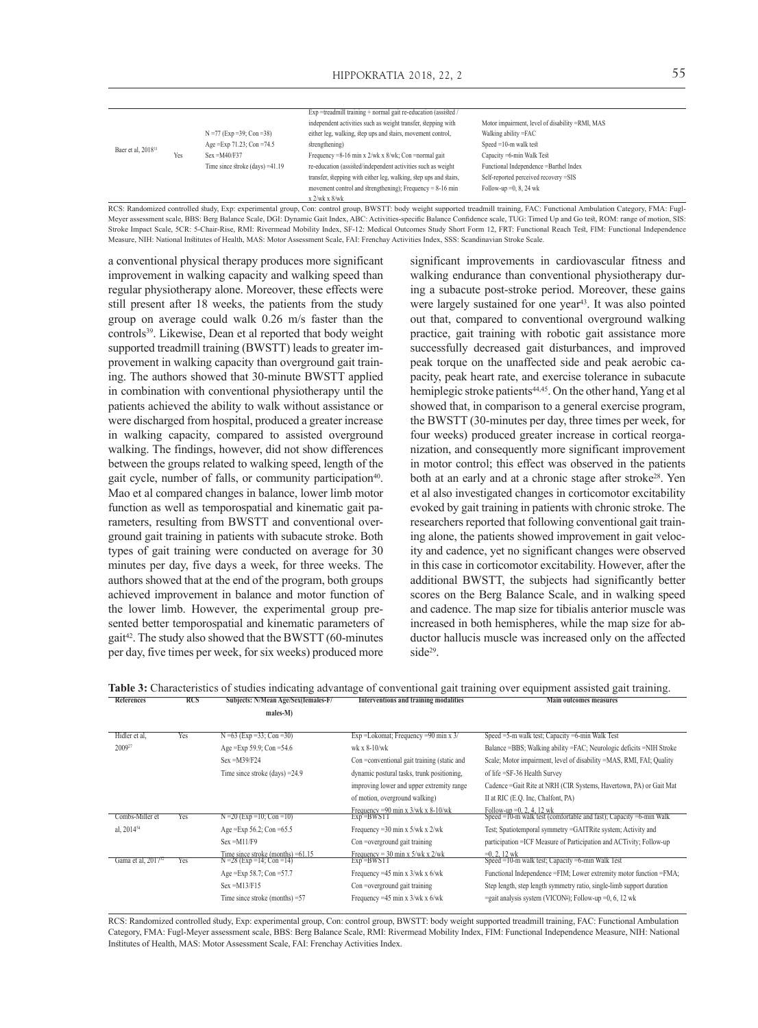| | | | | |
|---|---|---|---|---|
| Baer et al, 2018[33] | Yes | N =77 (Exp =39; Con =38)<br>Age =Exp 71.23; Con =74.5<br>Sex =M40/F37<br>Time since stroke (days) =41.19 | Exp =treadmill training + normal gait re-education (assisted / independent activities such as weight transfer, stepping with either leg, walking, step ups and stairs, movement control, strengthening)<br>Frequency =8-16 min x 2/wk x 8/wk; Con =normal gait re-education (assisted/independent activities such as weight transfer, stepping with either leg, walking, step ups and stairs, movement control and strengthening); Frequency = 8-16 min x 2/wk x 8/wk | Motor impairment, level of disability =RMI, MAS<br>Walking ability =FAC<br>Speed =10-m walk test<br>Capacity =6-min Walk Test<br>Functional Independence =Barthel Index<br>Self-reported perceived recovery =SIS<br>Follow-up =0, 8, 24 wk |

RCS: Randomized controlled study, Exp: experimental group, Con: control group, BWSTT: body weight supported treadmill training, FAC: Functional Ambulation Category, FMA: Fugl-Meyer assessment scale, BBS: Berg Balance Scale, DGI: Dynamic Gait Index, ABC: Activities-specific Balance Confidence scale, TUG: Timed Up and Go test, ROM: range of motion, SIS: Stroke Impact Scale, 5CR: 5-Chair-Rise, RMI: Rivermead Mobility Index, SF-12: Medical Outcomes Study Short Form 12, FRT: Functional Reach Test, FIM: Functional Independence Measure, NIH: National Institutes of Health, MAS: Motor Assessment Scale, FAI: Frenchay Activities Index, SSS: Scandinavian Stroke Scale.

a conventional physical therapy produces more significant improvement in walking capacity and walking speed than regular physiotherapy alone. Moreover, these effects were still present after 18 weeks, the patients from the study group on average could walk 0.26 m/s faster than the controls[39]. Likewise, Dean et al reported that body weight supported treadmill training (BWSTT) leads to greater improvement in walking capacity than overground gait training. The authors showed that 30-minute BWSTT applied in combination with conventional physiotherapy until the patients achieved the ability to walk without assistance or were discharged from hospital, produced a greater increase in walking capacity, compared to assisted overground walking. The findings, however, did not show differences between the groups related to walking speed, length of the gait cycle, number of falls, or community participation[40]. Mao et al compared changes in balance, lower limb motor function as well as temporospatial and kinematic gait parameters, resulting from BWSTT and conventional overground gait training in patients with subacute stroke. Both types of gait training were conducted on average for 30 minutes per day, five days a week, for three weeks. The authors showed that at the end of the program, both groups achieved improvement in balance and motor function of the lower limb. However, the experimental group presented better temporospatial and kinematic parameters of gait[42]. The study also showed that the BWSTT (60-minutes per day, five times per week, for six weeks) produced more significant improvements in cardiovascular fitness and walking endurance than conventional physiotherapy during a subacute post-stroke period. Moreover, these gains were largely sustained for one year[43]. It was also pointed out that, compared to conventional overground walking practice, gait training with robotic gait assistance more successfully decreased gait disturbances, and improved peak torque on the unaffected side and peak aerobic capacity, peak heart rate, and exercise tolerance in subacute hemiplegic stroke patients[44,45]. On the other hand, Yang et al showed that, in comparison to a general exercise program, the BWSTT (30-minutes per day, three times per week, for four weeks) produced greater increase in cortical reorganization, and consequently more significant improvement in motor control; this effect was observed in the patients both at an early and at a chronic stage after stroke[28]. Yen et al also investigated changes in corticomotor excitability evoked by gait training in patients with chronic stroke. The researchers reported that following conventional gait training alone, the patients showed improvement in gait velocity and cadence, yet no significant changes were observed in this case in corticomotor excitability. However, after the additional BWSTT, the subjects had significantly better scores on the Berg Balance Scale, and in walking speed and cadence. The map size for tibialis anterior muscle was increased in both hemispheres, while the map size for abductor hallucis muscle was increased only on the affected side[29].

**Table 3:** Characteristics of studies indicating advantage of conventional gait training over equipment assisted gait training.

| References | RCS | Subjects: N/Mean Age/Sex(females-F/males-M) | Interventions and training modalities | Main outcomes measures |
|---|---|---|---|---|
| Hidler et al, 2009[27] | Yes | N =63 (Exp =33; Con =30)<br>Age =Exp 59.9; Con =54.6<br>Sex =M39/F24<br>Time since stroke (days) =24.9 | Exp =Lokomat; Frequency =90 min x 3/wk x 8-10/wk<br>Con =conventional gait training (static and dynamic postural tasks, trunk positioning, improving lower and upper extremity range of motion, overground walking)<br>Frequency =90 min x 3/wk x 8-10/wk | Speed =5-m walk test; Capacity =6-min Walk Test<br>Balance =BBS; Walking ability =FAC; Neurologic deficits =NIH Stroke Scale; Motor impairment, level of disability =MAS, RMI, FAI; Quality of life =SF-36 Health Survey<br>Cadence =Gait Rite at NRH (CIR Systems, Havertown, PA) or Gait Mat II at RIC (E.Q. Inc, Chalfont, PA)<br>Follow-up =0, 2, 4, 12 wk |
| Combs-Miller et al, 2014[54] | Yes | N =20 (Exp =10; Con =10)<br>Age =Exp 56.2; Con =65.5<br>Sex =M11/F9<br>Time since stroke (months) =61.15 | Exp =BWSTT<br>Frequency =30 min x 5/wk x 2/wk<br>Con =overground gait training<br>Frequency = 30 min x 5/wk x 2/wk | Speed =10-m walk test (comfortable and fast); Capacity =6-min Walk Test; Spatiotemporal symmetry =GAITRite system; Activity and participation =ICF Measure of Participation and ACTivity; Follow-up =0, 2, 12 wk |
| Gama et al, 2017[32] | Yes | N =28 (Exp =14; Con =14)<br>Age =Exp 58.7; Con =57.7<br>Sex =M13/F15<br>Time since stroke (months) =57 | Exp =BWSTT<br>Frequency =45 min x 3/wk x 6/wk<br>Con =overground gait training<br>Frequency =45 min x 3/wk x 6/wk | Speed =10-m walk test; Capacity =6-min Walk Test<br>Functional Independence =FIM; Lower extremity motor function =FMA;<br>Step length, step length symmetry ratio, single-limb support duration =gait analysis system (VICON®); Follow-up =0, 6, 12 wk |

RCS: Randomized controlled study, Exp: experimental group, Con: control group, BWSTT: body weight supported treadmill training, FAC: Functional Ambulation Category, FMA: Fugl-Meyer assessment scale, BBS: Berg Balance Scale, RMI: Rivermead Mobility Index, FIM: Functional Independence Measure, NIH: National Institutes of Health, MAS: Motor Assessment Scale, FAI: Frenchay Activities Index.